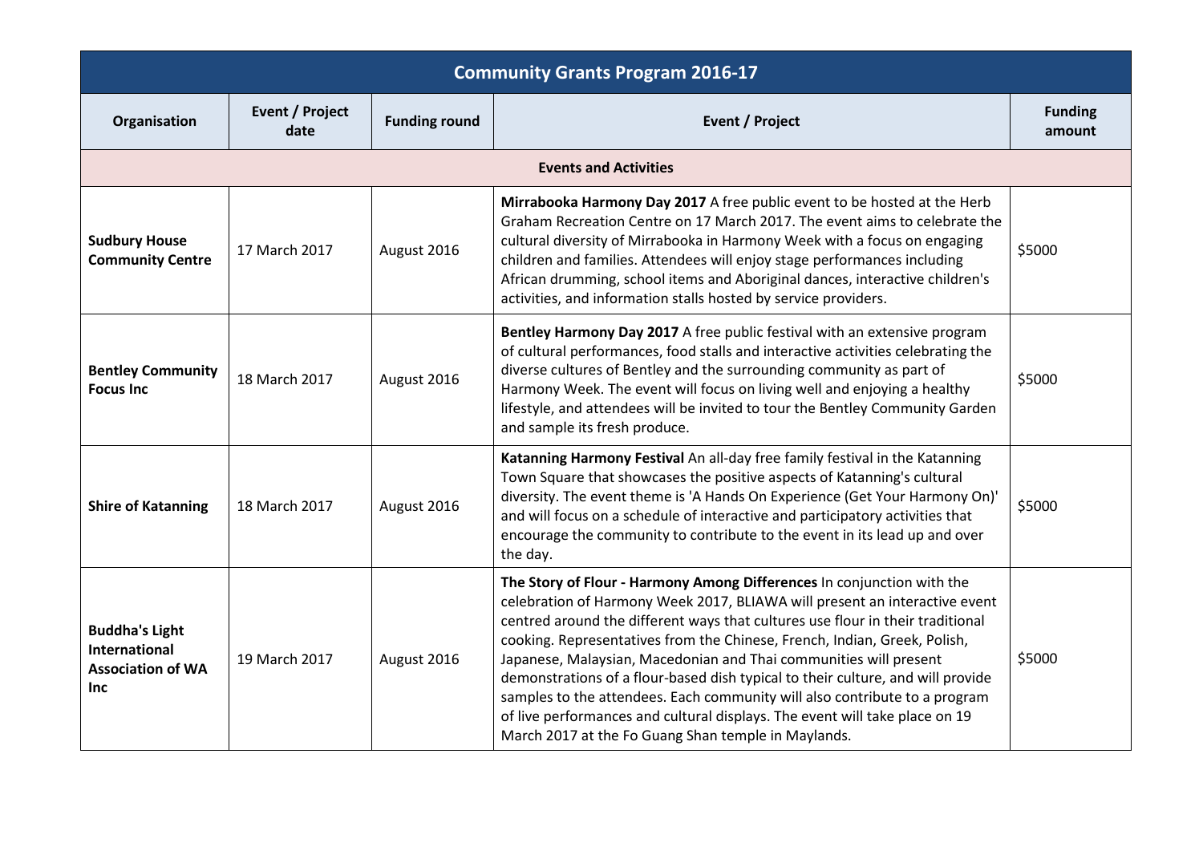| Community Grants Program 2016-17 | | | | |
|---|---|---|---|---|
| **Organisation** | **Event / Project date** | **Funding round** | **Event / Project** | **Funding amount** |
| **Events and Activities** | | | | |
| **Sudbury House Community Centre** | 17 March 2017 | August 2016 | **Mirrabooka Harmony Day 2017** A free public event to be hosted at the Herb Graham Recreation Centre on 17 March 2017. The event aims to celebrate the cultural diversity of Mirrabooka in Harmony Week with a focus on engaging children and families. Attendees will enjoy stage performances including African drumming, school items and Aboriginal dances, interactive children's activities, and information stalls hosted by service providers. | $5000 |
| **Bentley Community Focus Inc** | 18 March 2017 | August 2016 | **Bentley Harmony Day 2017** A free public festival with an extensive program of cultural performances, food stalls and interactive activities celebrating the diverse cultures of Bentley and the surrounding community as part of Harmony Week. The event will focus on living well and enjoying a healthy lifestyle, and attendees will be invited to tour the Bentley Community Garden and sample its fresh produce. | $5000 |
| **Shire of Katanning** | 18 March 2017 | August 2016 | **Katanning Harmony Festival** An all-day free family festival in the Katanning Town Square that showcases the positive aspects of Katanning's cultural diversity. The event theme is 'A Hands On Experience (Get Your Harmony On)' and will focus on a schedule of interactive and participatory activities that encourage the community to contribute to the event in its lead up and over the day. | $5000 |
| **Buddha's Light International Association of WA Inc** | 19 March 2017 | August 2016 | **The Story of Flour - Harmony Among Differences** In conjunction with the celebration of Harmony Week 2017, BLIAWA will present an interactive event centred around the different ways that cultures use flour in their traditional cooking. Representatives from the Chinese, French, Indian, Greek, Polish, Japanese, Malaysian, Macedonian and Thai communities will present demonstrations of a flour-based dish typical to their culture, and will provide samples to the attendees. Each community will also contribute to a program of live performances and cultural displays. The event will take place on 19 March 2017 at the Fo Guang Shan temple in Maylands. | $5000 |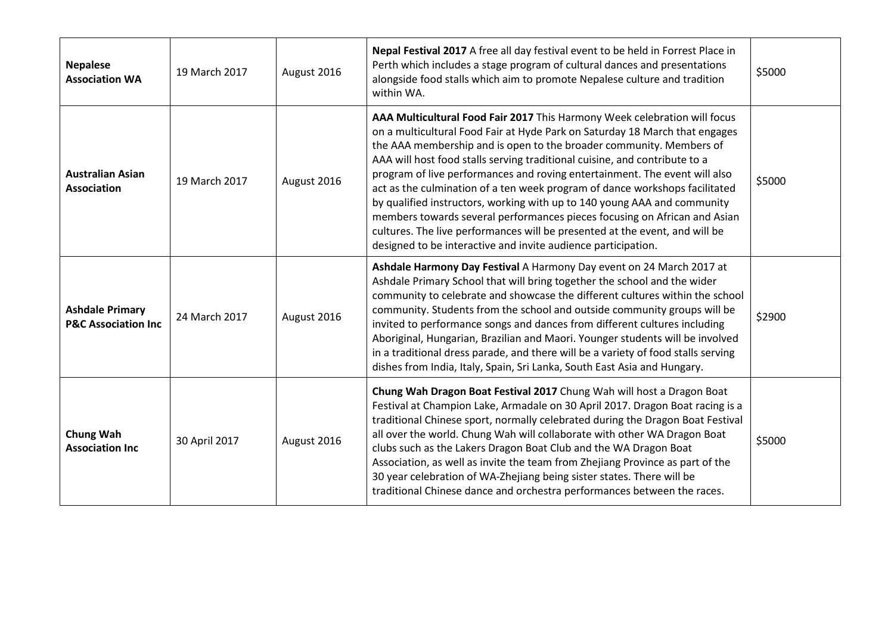| | | | | |
|---|---|---|---|---|
| **Nepalese Association WA** | 19 March 2017 | August 2016 | **Nepal Festival 2017** A free all day festival event to be held in Forrest Place in Perth which includes a stage program of cultural dances and presentations alongside food stalls which aim to promote Nepalese culture and tradition within WA. | $5000 |
| **Australian Asian Association** | 19 March 2017 | August 2016 | **AAA Multicultural Food Fair 2017** This Harmony Week celebration will focus on a multicultural Food Fair at Hyde Park on Saturday 18 March that engages the AAA membership and is open to the broader community. Members of AAA will host food stalls serving traditional cuisine, and contribute to a program of live performances and roving entertainment. The event will also act as the culmination of a ten week program of dance workshops facilitated by qualified instructors, working with up to 140 young AAA and community members towards several performances pieces focusing on African and Asian cultures. The live performances will be presented at the event, and will be designed to be interactive and invite audience participation. | $5000 |
| **Ashdale Primary P&C Association Inc** | 24 March 2017 | August 2016 | **Ashdale Harmony Day Festival** A Harmony Day event on 24 March 2017 at Ashdale Primary School that will bring together the school and the wider community to celebrate and showcase the different cultures within the school community. Students from the school and outside community groups will be invited to performance songs and dances from different cultures including Aboriginal, Hungarian, Brazilian and Maori. Younger students will be involved in a traditional dress parade, and there will be a variety of food stalls serving dishes from India, Italy, Spain, Sri Lanka, South East Asia and Hungary. | $2900 |
| **Chung Wah Association Inc** | 30 April 2017 | August 2016 | **Chung Wah Dragon Boat Festival 2017** Chung Wah will host a Dragon Boat Festival at Champion Lake, Armadale on 30 April 2017. Dragon Boat racing is a traditional Chinese sport, normally celebrated during the Dragon Boat Festival all over the world. Chung Wah will collaborate with other WA Dragon Boat clubs such as the Lakers Dragon Boat Club and the WA Dragon Boat Association, as well as invite the team from Zhejiang Province as part of the 30 year celebration of WA-Zhejiang being sister states. There will be traditional Chinese dance and orchestra performances between the races. | $5000 |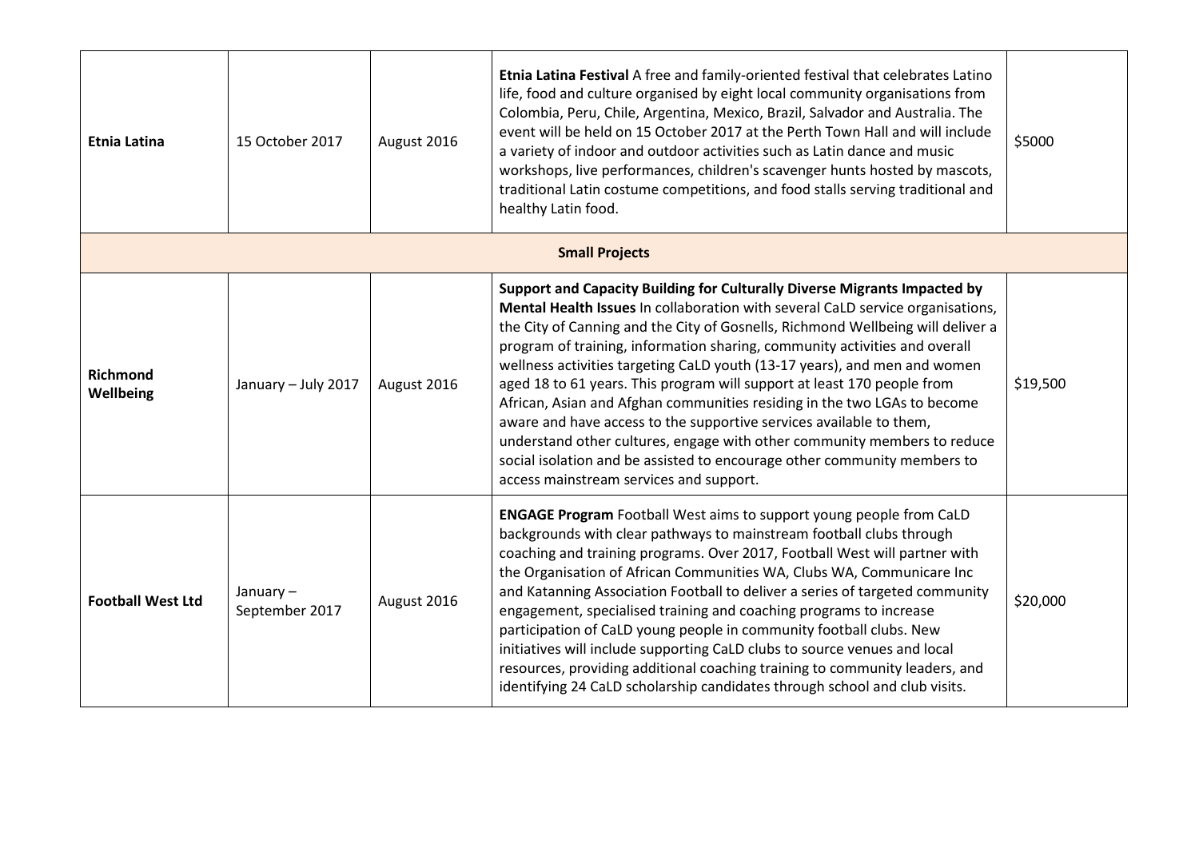| | | | | |
|---|---|---|---|---|
| **Etnia Latina** | 15 October 2017 | August 2016 | **Etnia Latina Festival** A free and family-oriented festival that celebrates Latino life, food and culture organised by eight local community organisations from Colombia, Peru, Chile, Argentina, Mexico, Brazil, Salvador and Australia. The event will be held on 15 October 2017 at the Perth Town Hall and will include a variety of indoor and outdoor activities such as Latin dance and music workshops, live performances, children's scavenger hunts hosted by mascots, traditional Latin costume competitions, and food stalls serving traditional and healthy Latin food. | $5000 |
| **Small Projects** | | | | |
| **Richmond Wellbeing** | January – July 2017 | August 2016 | **Support and Capacity Building for Culturally Diverse Migrants Impacted by Mental Health Issues** In collaboration with several CaLD service organisations, the City of Canning and the City of Gosnells, Richmond Wellbeing will deliver a program of training, information sharing, community activities and overall wellness activities targeting CaLD youth (13-17 years), and men and women aged 18 to 61 years. This program will support at least 170 people from African, Asian and Afghan communities residing in the two LGAs to become aware and have access to the supportive services available to them, understand other cultures, engage with other community members to reduce social isolation and be assisted to encourage other community members to access mainstream services and support. | $19,500 |
| **Football West Ltd** | January – September 2017 | August 2016 | **ENGAGE Program** Football West aims to support young people from CaLD backgrounds with clear pathways to mainstream football clubs through coaching and training programs. Over 2017, Football West will partner with the Organisation of African Communities WA, Clubs WA, Communicare Inc and Katanning Association Football to deliver a series of targeted community engagement, specialised training and coaching programs to increase participation of CaLD young people in community football clubs. New initiatives will include supporting CaLD clubs to source venues and local resources, providing additional coaching training to community leaders, and identifying 24 CaLD scholarship candidates through school and club visits. | $20,000 |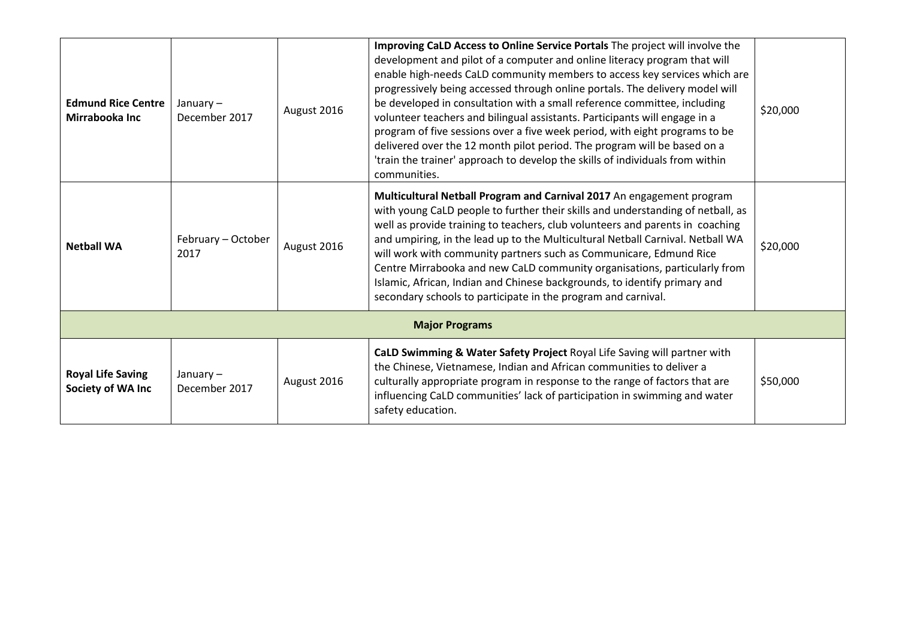| | | | | |
|---|---|---|---|---|
| **Edmund Rice Centre Mirrabooka Inc** | January – December 2017 | August 2016 | **Improving CaLD Access to Online Service Portals** The project will involve the development and pilot of a computer and online literacy program that will enable high-needs CaLD community members to access key services which are progressively being accessed through online portals. The delivery model will be developed in consultation with a small reference committee, including volunteer teachers and bilingual assistants. Participants will engage in a program of five sessions over a five week period, with eight programs to be delivered over the 12 month pilot period. The program will be based on a 'train the trainer' approach to develop the skills of individuals from within communities. | $20,000 |
| **Netball WA** | February – October 2017 | August 2016 | **Multicultural Netball Program and Carnival 2017** An engagement program with young CaLD people to further their skills and understanding of netball, as well as provide training to teachers, club volunteers and parents in coaching and umpiring, in the lead up to the Multicultural Netball Carnival. Netball WA will work with community partners such as Communicare, Edmund Rice Centre Mirrabooka and new CaLD community organisations, particularly from Islamic, African, Indian and Chinese backgrounds, to identify primary and secondary schools to participate in the program and carnival. | $20,000 |
| **Major Programs** | | | | |
| **Royal Life Saving Society of WA Inc** | January – December 2017 | August 2016 | **CaLD Swimming & Water Safety Project** Royal Life Saving will partner with the Chinese, Vietnamese, Indian and African communities to deliver a culturally appropriate program in response to the range of factors that are influencing CaLD communities' lack of participation in swimming and water safety education. | $50,000 |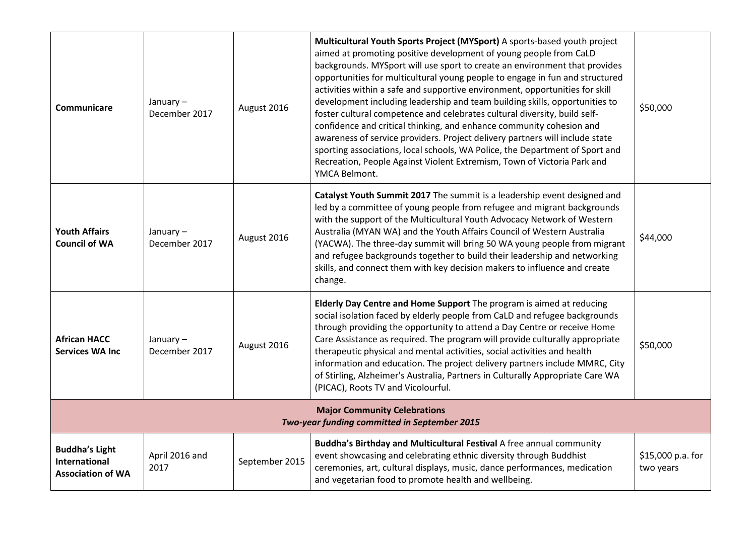| | | | | |
|---|---|---|---|---|
| **Communicare** | January – December 2017 | August 2016 | **Multicultural Youth Sports Project (MYSport)** A sports-based youth project aimed at promoting positive development of young people from CaLD backgrounds. MYSport will use sport to create an environment that provides opportunities for multicultural young people to engage in fun and structured activities within a safe and supportive environment, opportunities for skill development including leadership and team building skills, opportunities to foster cultural competence and celebrates cultural diversity, build self-confidence and critical thinking, and enhance community cohesion and awareness of service providers. Project delivery partners will include state sporting associations, local schools, WA Police, the Department of Sport and Recreation, People Against Violent Extremism, Town of Victoria Park and YMCA Belmont. | $50,000 |
| **Youth Affairs Council of WA** | January – December 2017 | August 2016 | **Catalyst Youth Summit 2017** The summit is a leadership event designed and led by a committee of young people from refugee and migrant backgrounds with the support of the Multicultural Youth Advocacy Network of Western Australia (MYAN WA) and the Youth Affairs Council of Western Australia (YACWA). The three-day summit will bring 50 WA young people from migrant and refugee backgrounds together to build their leadership and networking skills, and connect them with key decision makers to influence and create change. | $44,000 |
| **African HACC Services WA Inc** | January – December 2017 | August 2016 | **Elderly Day Centre and Home Support** The program is aimed at reducing social isolation faced by elderly people from CaLD and refugee backgrounds through providing the opportunity to attend a Day Centre or receive Home Care Assistance as required. The program will provide culturally appropriate therapeutic physical and mental activities, social activities and health information and education. The project delivery partners include MMRC, City of Stirling, Alzheimer's Australia, Partners in Culturally Appropriate Care WA (PICAC), Roots TV and Vicolourful. | $50,000 |
| **Major Community Celebrations** *Two-year funding committed in September 2015* | | | | |
| **Buddha's Light International Association of WA** | April 2016 and 2017 | September 2015 | **Buddha's Birthday and Multicultural Festival** A free annual community event showcasing and celebrating ethnic diversity through Buddhist ceremonies, art, cultural displays, music, dance performances, medication and vegetarian food to promote health and wellbeing. | $15,000 p.a. for two years |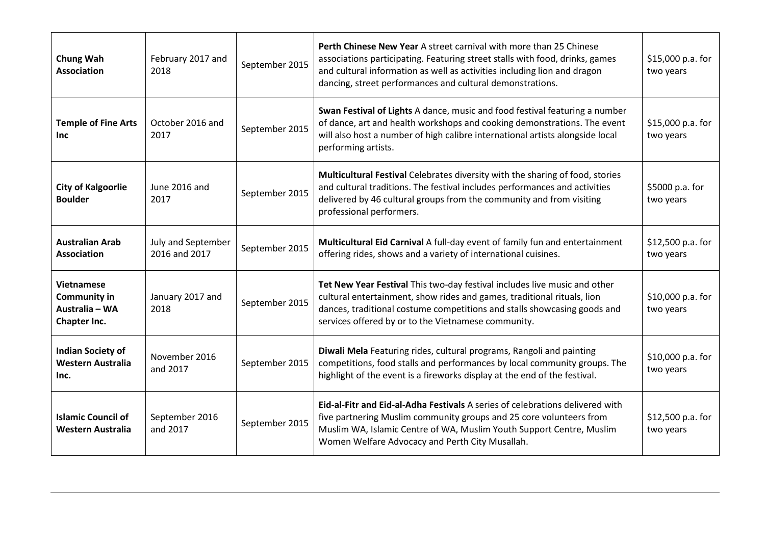| | | | | |
|---|---|---|---|---|
| **Chung Wah Association** | February 2017 and 2018 | September 2015 | **Perth Chinese New Year** A street carnival with more than 25 Chinese associations participating. Featuring street stalls with food, drinks, games and cultural information as well as activities including lion and dragon dancing, street performances and cultural demonstrations. | $15,000 p.a. for two years |
| **Temple of Fine Arts Inc** | October 2016 and 2017 | September 2015 | **Swan Festival of Lights** A dance, music and food festival featuring a number of dance, art and health workshops and cooking demonstrations. The event will also host a number of high calibre international artists alongside local performing artists. | $15,000 p.a. for two years |
| **City of Kalgoorlie Boulder** | June 2016 and 2017 | September 2015 | **Multicultural Festival** Celebrates diversity with the sharing of food, stories and cultural traditions. The festival includes performances and activities delivered by 46 cultural groups from the community and from visiting professional performers. | $5000 p.a. for two years |
| **Australian Arab Association** | July and September 2016 and 2017 | September 2015 | **Multicultural Eid Carnival** A full-day event of family fun and entertainment offering rides, shows and a variety of international cuisines. | $12,500 p.a. for two years |
| **Vietnamese Community in Australia – WA Chapter Inc.** | January 2017 and 2018 | September 2015 | **Tet New Year Festival** This two-day festival includes live music and other cultural entertainment, show rides and games, traditional rituals, lion dances, traditional costume competitions and stalls showcasing goods and services offered by or to the Vietnamese community. | $10,000 p.a. for two years |
| **Indian Society of Western Australia Inc.** | November 2016 and 2017 | September 2015 | **Diwali Mela** Featuring rides, cultural programs, Rangoli and painting competitions, food stalls and performances by local community groups. The highlight of the event is a fireworks display at the end of the festival. | $10,000 p.a. for two years |
| **Islamic Council of Western Australia** | September 2016 and 2017 | September 2015 | **Eid-al-Fitr and Eid-al-Adha Festivals** A series of celebrations delivered with five partnering Muslim community groups and 25 core volunteers from Muslim WA, Islamic Centre of WA, Muslim Youth Support Centre, Muslim Women Welfare Advocacy and Perth City Musallah. | $12,500 p.a. for two years |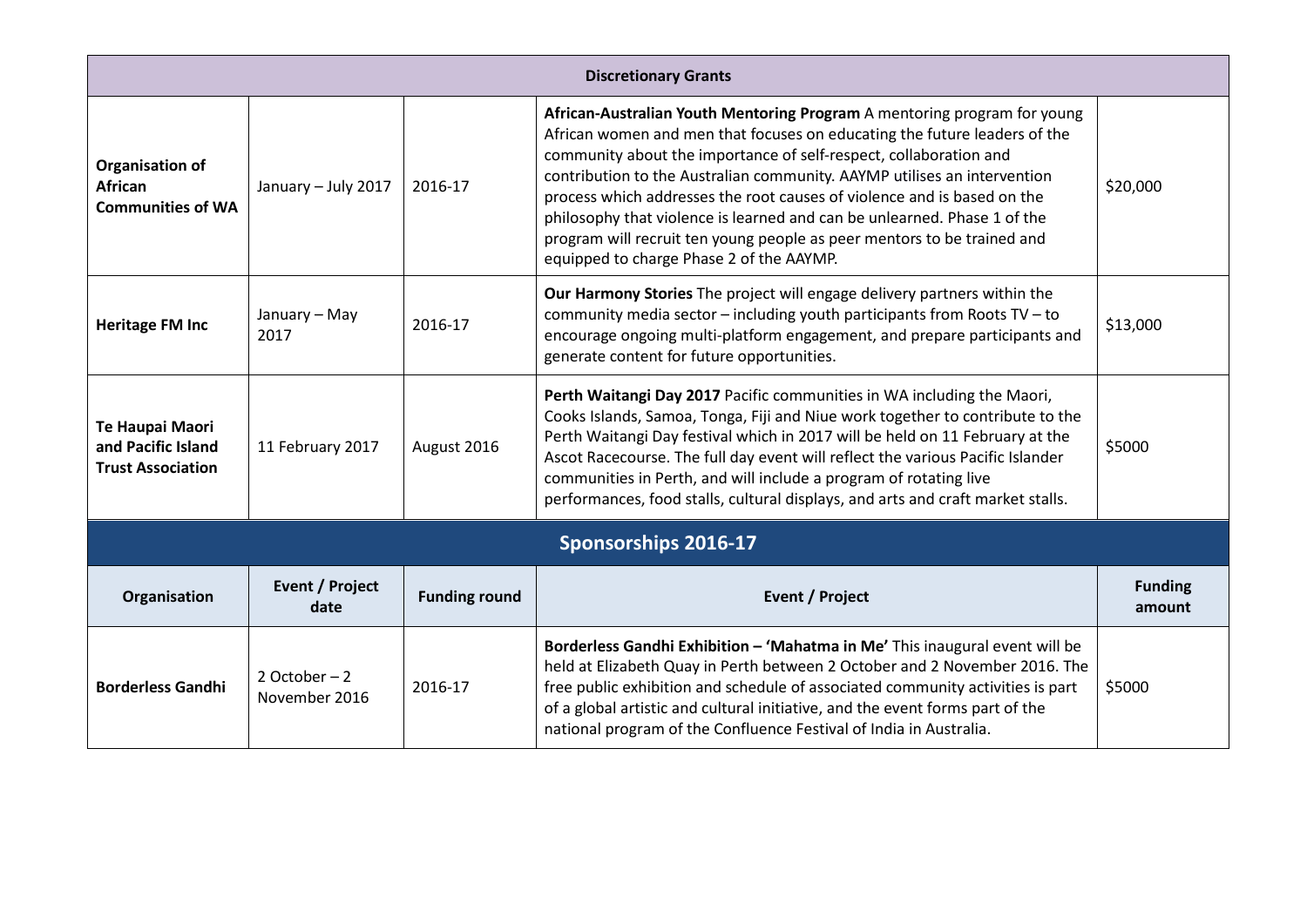| Discretionary Grants | | | | |
|---|---|---|---|---|
| **Organisation of African Communities of WA** | January – July 2017 | 2016-17 | **African-Australian Youth Mentoring Program** A mentoring program for young African women and men that focuses on educating the future leaders of the community about the importance of self-respect, collaboration and contribution to the Australian community. AAYMP utilises an intervention process which addresses the root causes of violence and is based on the philosophy that violence is learned and can be unlearned. Phase 1 of the program will recruit ten young people as peer mentors to be trained and equipped to charge Phase 2 of the AAYMP. | $20,000 |
| **Heritage FM Inc** | January – May 2017 | 2016-17 | **Our Harmony Stories** The project will engage delivery partners within the community media sector – including youth participants from Roots TV – to encourage ongoing multi-platform engagement, and prepare participants and generate content for future opportunities. | $13,000 |
| **Te Haupai Maori and Pacific Island Trust Association** | 11 February 2017 | August 2016 | **Perth Waitangi Day 2017** Pacific communities in WA including the Maori, Cooks Islands, Samoa, Tonga, Fiji and Niue work together to contribute to the Perth Waitangi Day festival which in 2017 will be held on 11 February at the Ascot Racecourse. The full day event will reflect the various Pacific Islander communities in Perth, and will include a program of rotating live performances, food stalls, cultural displays, and arts and craft market stalls. | $5000 |

## Sponsorships 2016-17

| Organisation | Event / Project date | Funding round | Event / Project | Funding amount |
|---|---|---|---|---|
| **Borderless Gandhi** | 2 October – 2 November 2016 | 2016-17 | **Borderless Gandhi Exhibition – 'Mahatma in Me'** This inaugural event will be held at Elizabeth Quay in Perth between 2 October and 2 November 2016. The free public exhibition and schedule of associated community activities is part of a global artistic and cultural initiative, and the event forms part of the national program of the Confluence Festival of India in Australia. | $5000 |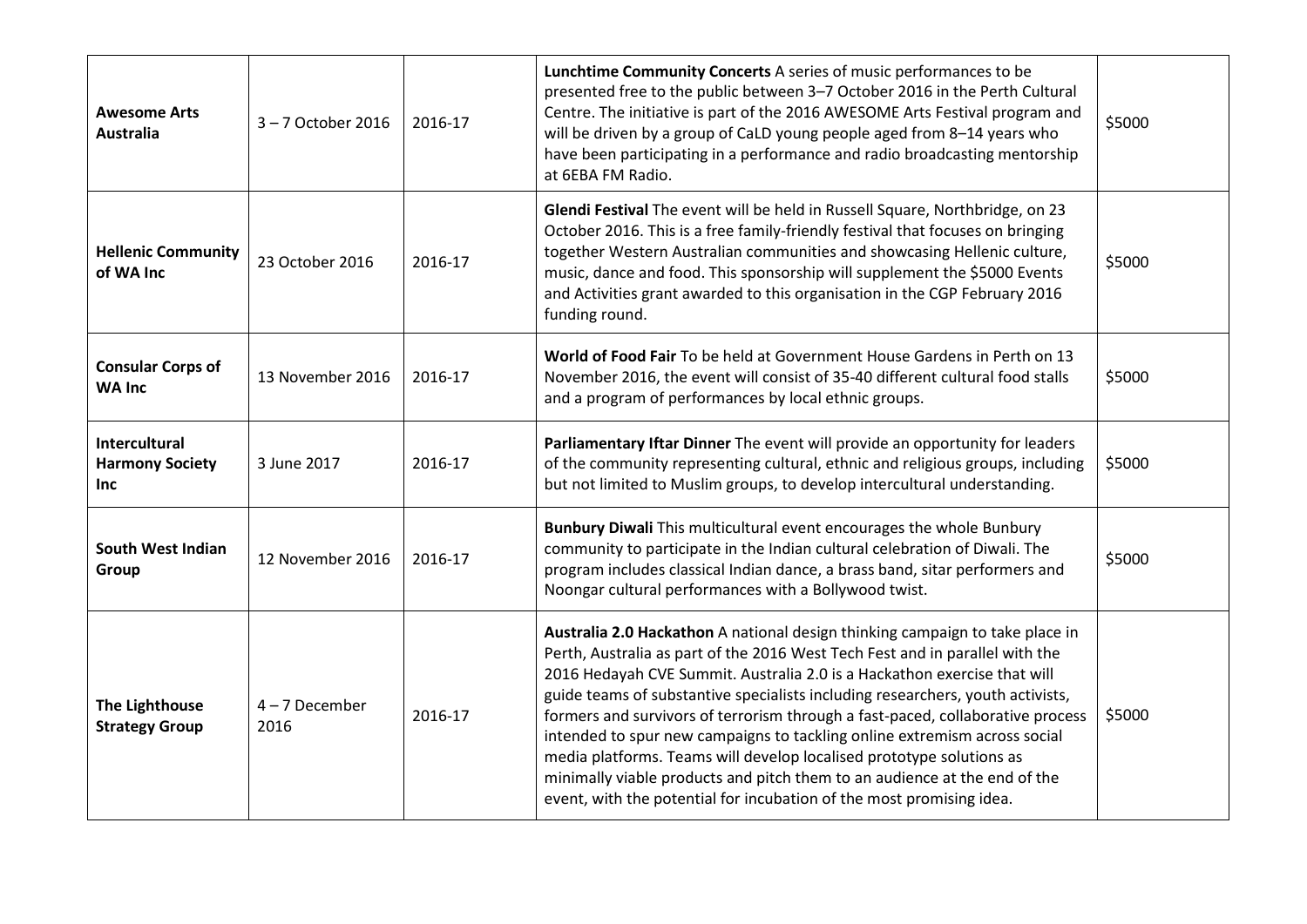| | | | | |
|---|---|---|---|---|
| **Awesome Arts Australia** | 3 – 7 October 2016 | 2016-17 | **Lunchtime Community Concerts** A series of music performances to be presented free to the public between 3–7 October 2016 in the Perth Cultural Centre. The initiative is part of the 2016 AWESOME Arts Festival program and will be driven by a group of CaLD young people aged from 8–14 years who have been participating in a performance and radio broadcasting mentorship at 6EBA FM Radio. | $5000 |
| **Hellenic Community of WA Inc** | 23 October 2016 | 2016-17 | **Glendi Festival** The event will be held in Russell Square, Northbridge, on 23 October 2016. This is a free family-friendly festival that focuses on bringing together Western Australian communities and showcasing Hellenic culture, music, dance and food. This sponsorship will supplement the $5000 Events and Activities grant awarded to this organisation in the CGP February 2016 funding round. | $5000 |
| **Consular Corps of WA Inc** | 13 November 2016 | 2016-17 | **World of Food Fair** To be held at Government House Gardens in Perth on 13 November 2016, the event will consist of 35-40 different cultural food stalls and a program of performances by local ethnic groups. | $5000 |
| **Intercultural Harmony Society Inc** | 3 June 2017 | 2016-17 | **Parliamentary Iftar Dinner** The event will provide an opportunity for leaders of the community representing cultural, ethnic and religious groups, including but not limited to Muslim groups, to develop intercultural understanding. | $5000 |
| **South West Indian Group** | 12 November 2016 | 2016-17 | **Bunbury Diwali** This multicultural event encourages the whole Bunbury community to participate in the Indian cultural celebration of Diwali. The program includes classical Indian dance, a brass band, sitar performers and Noongar cultural performances with a Bollywood twist. | $5000 |
| **The Lighthouse Strategy Group** | 4 – 7 December 2016 | 2016-17 | **Australia 2.0 Hackathon** A national design thinking campaign to take place in Perth, Australia as part of the 2016 West Tech Fest and in parallel with the 2016 Hedayah CVE Summit. Australia 2.0 is a Hackathon exercise that will guide teams of substantive specialists including researchers, youth activists, formers and survivors of terrorism through a fast-paced, collaborative process intended to spur new campaigns to tackling online extremism across social media platforms. Teams will develop localised prototype solutions as minimally viable products and pitch them to an audience at the end of the event, with the potential for incubation of the most promising idea. | $5000 |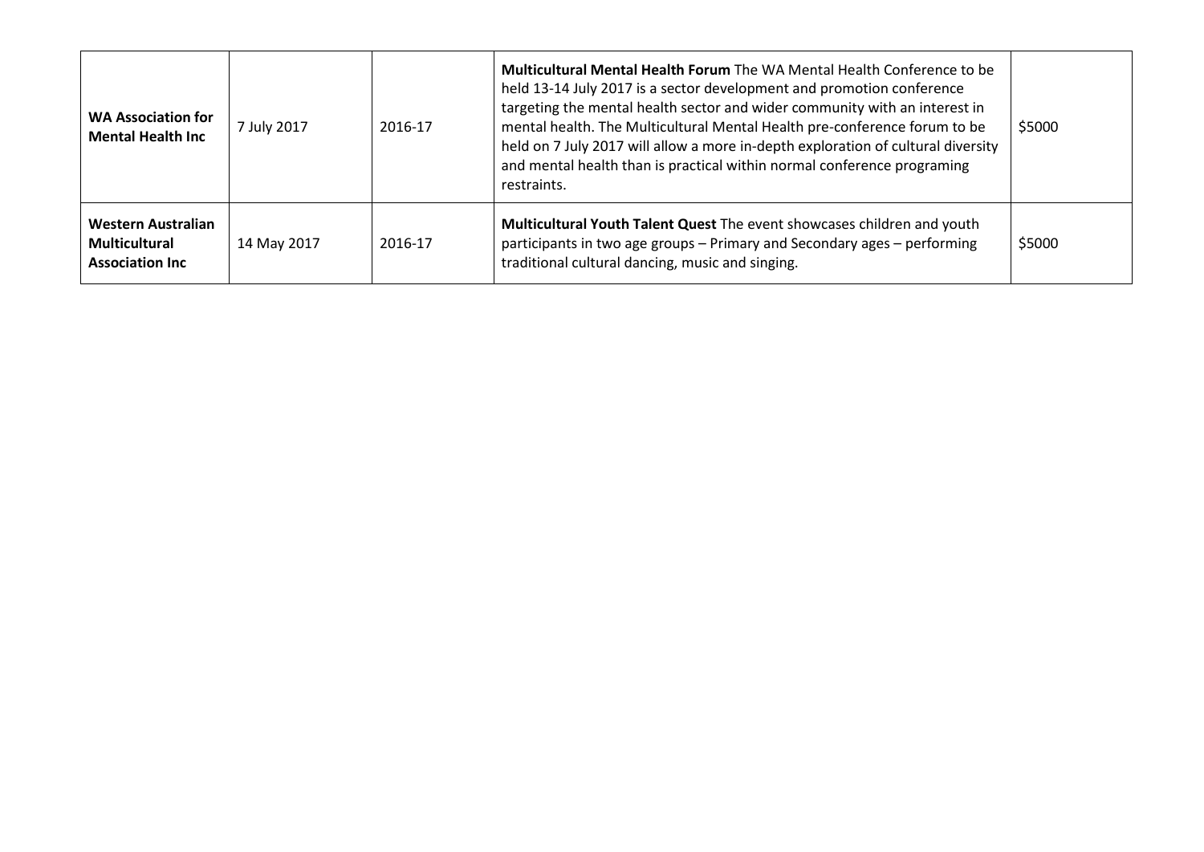| | | | | |
|---|---|---|---|---|
| **WA Association for Mental Health Inc** | 7 July 2017 | 2016-17 | **Multicultural Mental Health Forum** The WA Mental Health Conference to be held 13-14 July 2017 is a sector development and promotion conference targeting the mental health sector and wider community with an interest in mental health. The Multicultural Mental Health pre-conference forum to be held on 7 July 2017 will allow a more in-depth exploration of cultural diversity and mental health than is practical within normal conference programing restraints. | $5000 |
| **Western Australian Multicultural Association Inc** | 14 May 2017 | 2016-17 | **Multicultural Youth Talent Quest** The event showcases children and youth participants in two age groups – Primary and Secondary ages – performing traditional cultural dancing, music and singing. | $5000 |